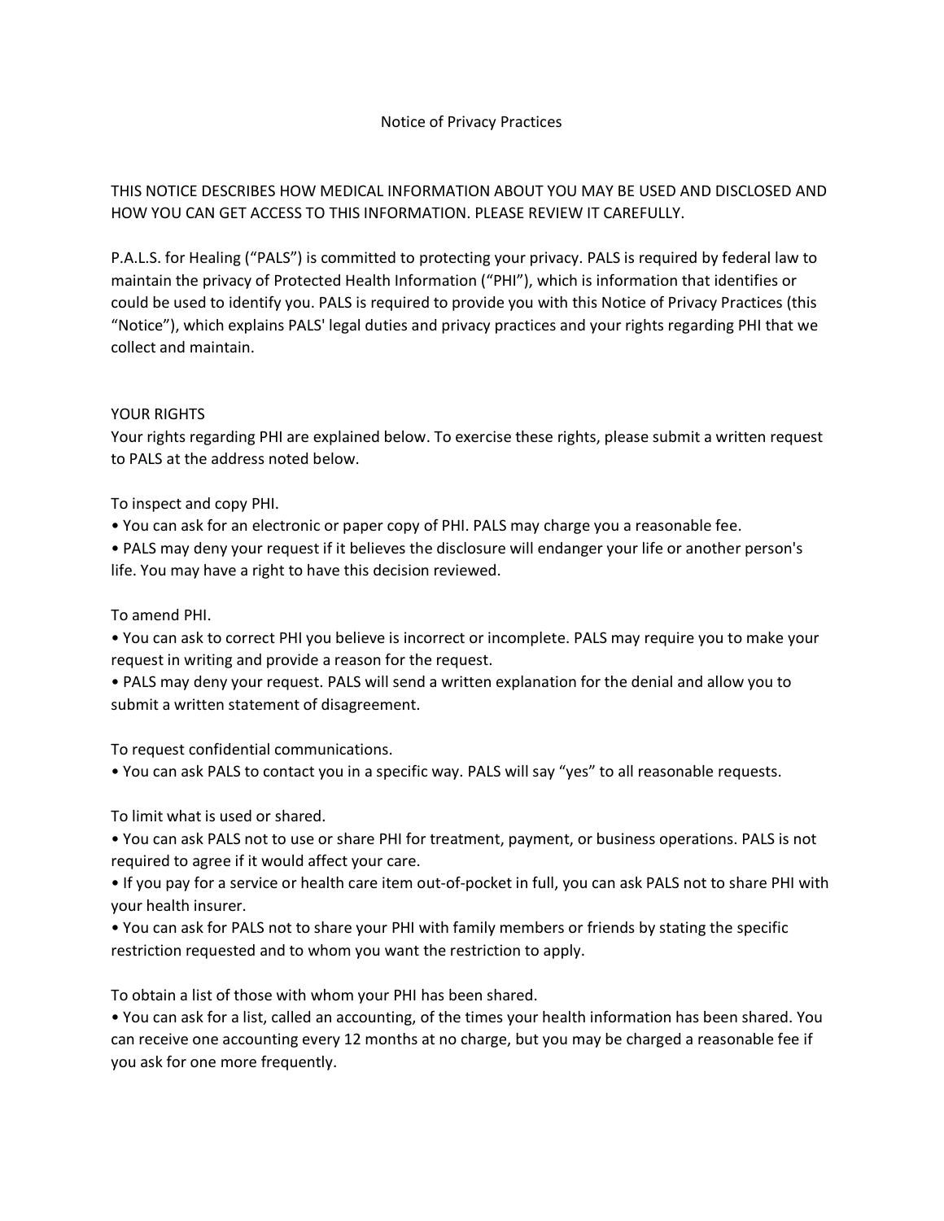# Notice of Privacy Practices

THIS NOTICE DESCRIBES HOW MEDICAL INFORMATION ABOUT YOU MAY BE USED AND DISCLOSED AND HOW YOU CAN GET ACCESS TO THIS INFORMATION. PLEASE REVIEW IT CAREFULLY.

P.A.L.S. for Healing ("PALS") is committed to protecting your privacy. PALS is required by federal law to maintain the privacy of Protected Health Information ("PHI"), which is information that identifies or could be used to identify you. PALS is required to provide you with this Notice of Privacy Practices (this "Notice"), which explains PALS' legal duties and privacy practices and your rights regarding PHI that we collect and maintain.

## YOUR RIGHTS

Your rights regarding PHI are explained below. To exercise these rights, please submit a written request to PALS at the address noted below.

### To inspect and copy PHI.

- You can ask for an electronic or paper copy of PHI. PALS may charge you a reasonable fee.
- PALS may deny your request if it believes the disclosure will endanger your life or another person's life. You may have a right to have this decision reviewed.

### To amend PHI.

- You can ask to correct PHI you believe is incorrect or incomplete. PALS may require you to make your request in writing and provide a reason for the request.
- PALS may deny your request. PALS will send a written explanation for the denial and allow you to submit a written statement of disagreement.

### To request confidential communications.

- You can ask PALS to contact you in a specific way. PALS will say "yes" to all reasonable requests.

### To limit what is used or shared.

- You can ask PALS not to use or share PHI for treatment, payment, or business operations. PALS is not required to agree if it would affect your care.
- If you pay for a service or health care item out-of-pocket in full, you can ask PALS not to share PHI with your health insurer.
- You can ask for PALS not to share your PHI with family members or friends by stating the specific restriction requested and to whom you want the restriction to apply.

### To obtain a list of those with whom your PHI has been shared.

- You can ask for a list, called an accounting, of the times your health information has been shared. You can receive one accounting every 12 months at no charge, but you may be charged a reasonable fee if you ask for one more frequently.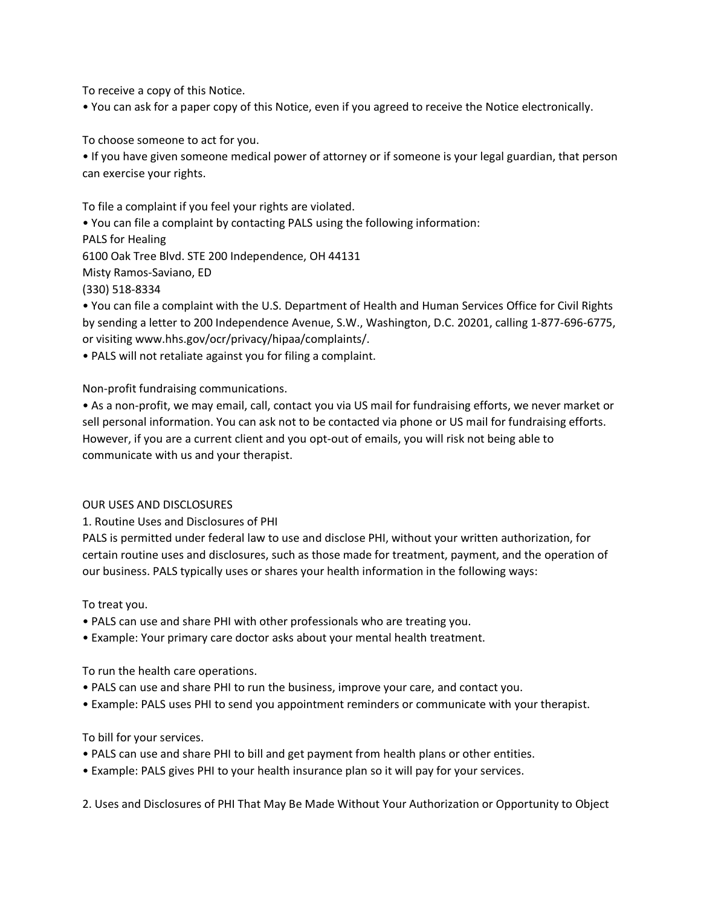To receive a copy of this Notice.

- You can ask for a paper copy of this Notice, even if you agreed to receive the Notice electronically.

To choose someone to act for you.

- If you have given someone medical power of attorney or if someone is your legal guardian, that person can exercise your rights.

To file a complaint if you feel your rights are violated.

- You can file a complaint by contacting PALS using the following information:

PALS for Healing
6100 Oak Tree Blvd. STE 200 Independence, OH 44131
Misty Ramos-Saviano, ED
(330) 518-8334

- You can file a complaint with the U.S. Department of Health and Human Services Office for Civil Rights by sending a letter to 200 Independence Avenue, S.W., Washington, D.C. 20201, calling 1-877-696-6775, or visiting www.hhs.gov/ocr/privacy/hipaa/complaints/.
- PALS will not retaliate against you for filing a complaint.

Non-profit fundraising communications.

- As a non-profit, we may email, call, contact you via US mail for fundraising efforts, we never market or sell personal information. You can ask not to be contacted via phone or US mail for fundraising efforts. However, if you are a current client and you opt-out of emails, you will risk not being able to communicate with us and your therapist.

OUR USES AND DISCLOSURES

1. Routine Uses and Disclosures of PHI

PALS is permitted under federal law to use and disclose PHI, without your written authorization, for certain routine uses and disclosures, such as those made for treatment, payment, and the operation of our business. PALS typically uses or shares your health information in the following ways:

To treat you.

- PALS can use and share PHI with other professionals who are treating you.
- Example: Your primary care doctor asks about your mental health treatment.

To run the health care operations.

- PALS can use and share PHI to run the business, improve your care, and contact you.
- Example: PALS uses PHI to send you appointment reminders or communicate with your therapist.

To bill for your services.

- PALS can use and share PHI to bill and get payment from health plans or other entities.
- Example: PALS gives PHI to your health insurance plan so it will pay for your services.

2. Uses and Disclosures of PHI That May Be Made Without Your Authorization or Opportunity to Object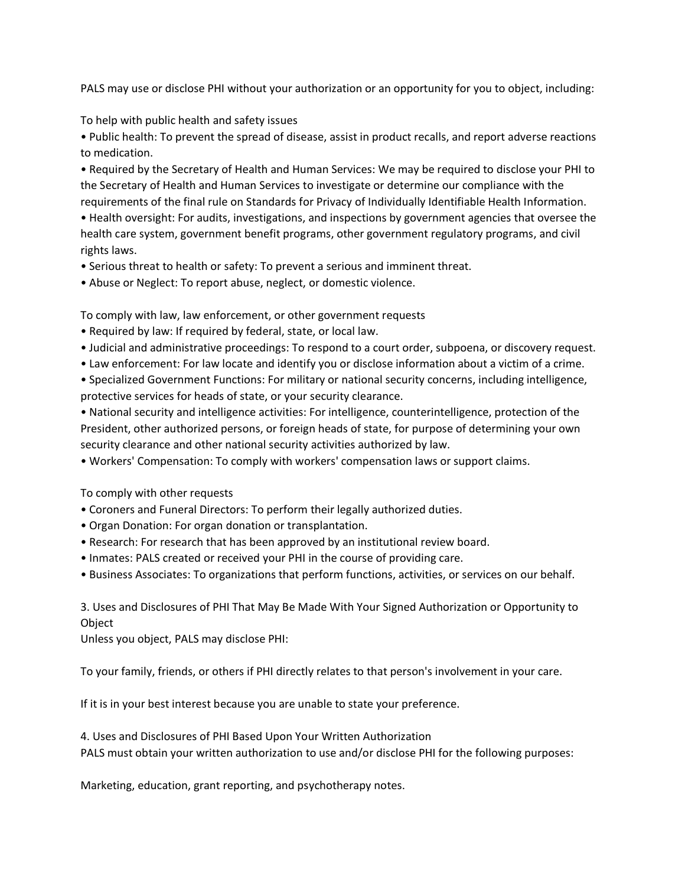PALS may use or disclose PHI without your authorization or an opportunity for you to object, including:

To help with public health and safety issues

- Public health: To prevent the spread of disease, assist in product recalls, and report adverse reactions to medication.
- Required by the Secretary of Health and Human Services: We may be required to disclose your PHI to the Secretary of Health and Human Services to investigate or determine our compliance with the requirements of the final rule on Standards for Privacy of Individually Identifiable Health Information.
- Health oversight: For audits, investigations, and inspections by government agencies that oversee the health care system, government benefit programs, other government regulatory programs, and civil rights laws.
- Serious threat to health or safety: To prevent a serious and imminent threat.
- Abuse or Neglect: To report abuse, neglect, or domestic violence.

To comply with law, law enforcement, or other government requests

- Required by law: If required by federal, state, or local law.
- Judicial and administrative proceedings: To respond to a court order, subpoena, or discovery request.
- Law enforcement: For law locate and identify you or disclose information about a victim of a crime.
- Specialized Government Functions: For military or national security concerns, including intelligence, protective services for heads of state, or your security clearance.
- National security and intelligence activities: For intelligence, counterintelligence, protection of the President, other authorized persons, or foreign heads of state, for purpose of determining your own security clearance and other national security activities authorized by law.
- Workers' Compensation: To comply with workers' compensation laws or support claims.

To comply with other requests

- Coroners and Funeral Directors: To perform their legally authorized duties.
- Organ Donation: For organ donation or transplantation.
- Research: For research that has been approved by an institutional review board.
- Inmates: PALS created or received your PHI in the course of providing care.
- Business Associates: To organizations that perform functions, activities, or services on our behalf.

3. Uses and Disclosures of PHI That May Be Made With Your Signed Authorization or Opportunity to Object

Unless you object, PALS may disclose PHI:

To your family, friends, or others if PHI directly relates to that person's involvement in your care.

If it is in your best interest because you are unable to state your preference.

4. Uses and Disclosures of PHI Based Upon Your Written Authorization

PALS must obtain your written authorization to use and/or disclose PHI for the following purposes:

Marketing, education, grant reporting, and psychotherapy notes.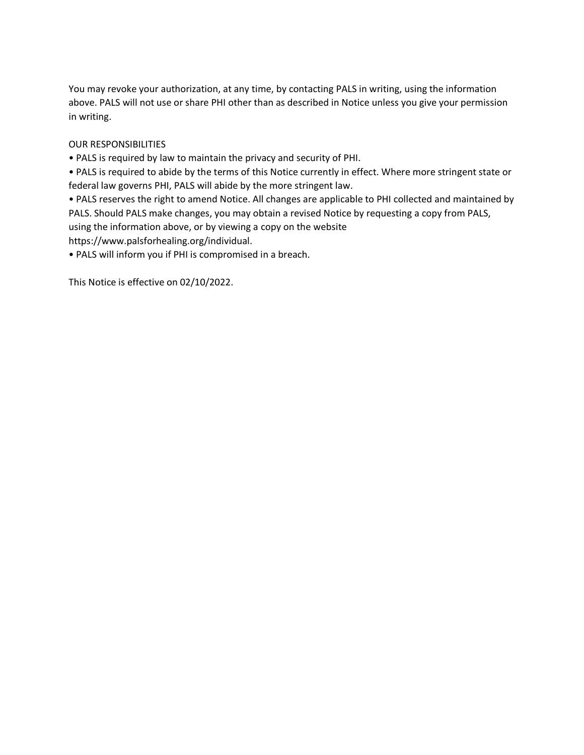You may revoke your authorization, at any time, by contacting PALS in writing, using the information above. PALS will not use or share PHI other than as described in Notice unless you give your permission in writing.

OUR RESPONSIBILITIES

- PALS is required by law to maintain the privacy and security of PHI.
- PALS is required to abide by the terms of this Notice currently in effect. Where more stringent state or federal law governs PHI, PALS will abide by the more stringent law.
- PALS reserves the right to amend Notice. All changes are applicable to PHI collected and maintained by PALS. Should PALS make changes, you may obtain a revised Notice by requesting a copy from PALS, using the information above, or by viewing a copy on the website https://www.palsforhealing.org/individual.
- PALS will inform you if PHI is compromised in a breach.

This Notice is effective on 02/10/2022.